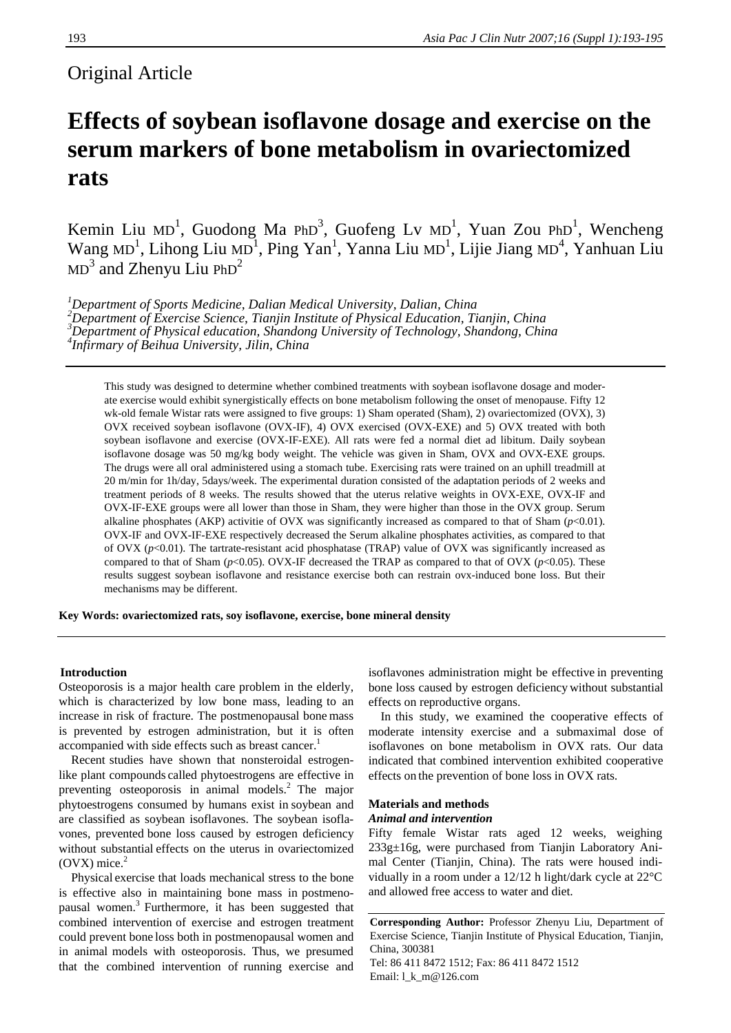Original Article

# Effects of soybean isoflavone dosage and exercise on the serum markers of bone metabolism in ovariectomized rats

Kemin Liu MD[1], Guodong Ma PhD[3], Guofeng Lv MD[1], Yuan Zou PhD[1], Wencheng Wang MD[1], Lihong Liu MD[1], Ping Yan[1], Yanna Liu MD[1], Lijie Jiang MD[4], Yanhuan Liu MD[3] and Zhenyu Liu PhD[2]

[1]*Department of Sports Medicine, Dalian Medical University, Dalian, China*
[2]*Department of Exercise Science, Tianjin Institute of Physical Education, Tianjin, China*
[3]*Department of Physical education, Shandong University of Technology, Shandong, China*
[4]*Infirmary of Beihua University, Jilin, China*

This study was designed to determine whether combined treatments with soybean isoflavone dosage and moderate exercise would exhibit synergistically effects on bone metabolism following the onset of menopause. Fifty 12 wk-old female Wistar rats were assigned to five groups: 1) Sham operated (Sham), 2) ovariectomized (OVX), 3) OVX received soybean isoflavone (OVX-IF), 4) OVX exercised (OVX-EXE) and 5) OVX treated with both soybean isoflavone and exercise (OVX-IF-EXE). All rats were fed a normal diet ad libitum. Daily soybean isoflavone dosage was 50 mg/kg body weight. The vehicle was given in Sham, OVX and OVX-EXE groups. The drugs were all oral administered using a stomach tube. Exercising rats were trained on an uphill treadmill at 20 m/min for 1h/day, 5days/week. The experimental duration consisted of the adaptation periods of 2 weeks and treatment periods of 8 weeks. The results showed that the uterus relative weights in OVX-EXE, OVX-IF and OVX-IF-EXE groups were all lower than those in Sham, they were higher than those in the OVX group. Serum alkaline phosphates (AKP) activitie of OVX was significantly increased as compared to that of Sham ($p$<0.01). OVX-IF and OVX-IF-EXE respectively decreased the Serum alkaline phosphates activities, as compared to that of OVX ($p$<0.01). The tartrate-resistant acid phosphatase (TRAP) value of OVX was significantly increased as compared to that of Sham ($p$<0.05). OVX-IF decreased the TRAP as compared to that of OVX ($p$<0.05). These results suggest soybean isoflavone and resistance exercise both can restrain ovx-induced bone loss. But their mechanisms may be different.

**Key Words: ovariectomized rats, soy isoflavone, exercise, bone mineral density**

## Introduction

Osteoporosis is a major health care problem in the elderly, which is characterized by low bone mass, leading to an increase in risk of fracture. The postmenopausal bone mass is prevented by estrogen administration, but it is often accompanied with side effects such as breast cancer.[1]

Recent studies have shown that nonsteroidal estrogen-like plant compounds called phytoestrogens are effective in preventing osteoporosis in animal models.[2] The major phytoestrogens consumed by humans exist in soybean and are classified as soybean isoflavones. The soybean isoflavones, prevented bone loss caused by estrogen deficiency without substantial effects on the uterus in ovariectomized (OVX) mice.[2]

Physical exercise that loads mechanical stress to the bone is effective also in maintaining bone mass in postmenopausal women.[3] Furthermore, it has been suggested that combined intervention of exercise and estrogen treatment could prevent bone loss both in postmenopausal women and in animal models with osteoporosis. Thus, we presumed that the combined intervention of running exercise and isoflavones administration might be effective in preventing bone loss caused by estrogen deficiency without substantial effects on reproductive organs.

In this study, we examined the cooperative effects of moderate intensity exercise and a submaximal dose of isoflavones on bone metabolism in OVX rats. Our data indicated that combined intervention exhibited cooperative effects on the prevention of bone loss in OVX rats.

## Materials and methods

### *Animal and intervention*

Fifty female Wistar rats aged 12 weeks, weighing 233g±16g, were purchased from Tianjin Laboratory Animal Center (Tianjin, China). The rats were housed individually in a room under a 12/12 h light/dark cycle at 22°C and allowed free access to water and diet.

**Corresponding Author:** Professor Zhenyu Liu, Department of Exercise Science, Tianjin Institute of Physical Education, Tianjin, China, 300381
Tel: 86 411 8472 1512; Fax: 86 411 8472 1512
Email: l_k_m@126.com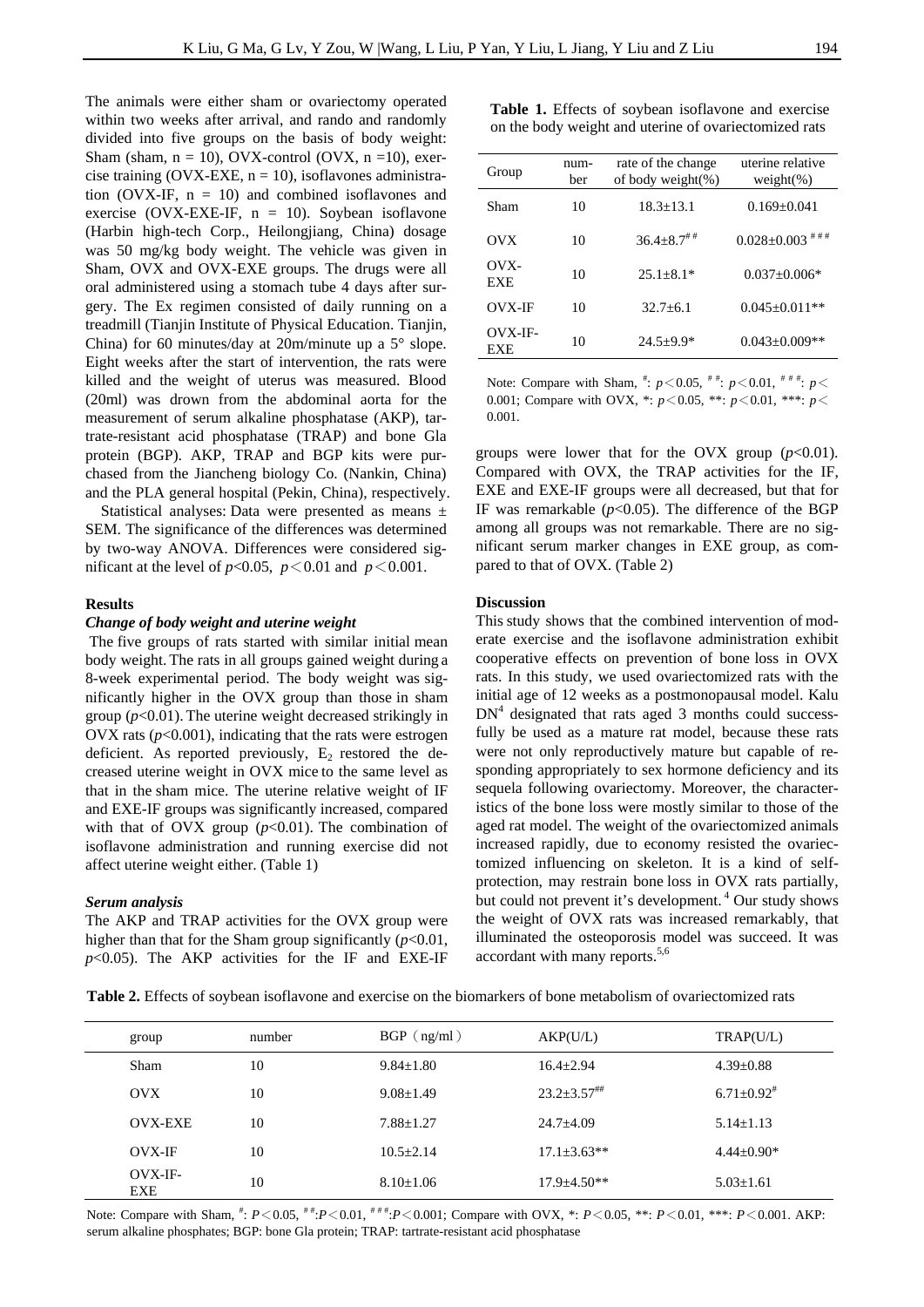The animals were either sham or ovariectomy operated within two weeks after arrival, and rando and randomly divided into five groups on the basis of body weight: Sham (sham, n = 10), OVX-control (OVX, n =10), exercise training (OVX-EXE, n = 10), isoflavones administration (OVX-IF, n = 10) and combined isoflavones and exercise (OVX-EXE-IF, n = 10). Soybean isoflavone (Harbin high-tech Corp., Heilongjiang, China) dosage was 50 mg/kg body weight. The vehicle was given in Sham, OVX and OVX-EXE groups. The drugs were all oral administered using a stomach tube 4 days after surgery. The Ex regimen consisted of daily running on a treadmill (Tianjin Institute of Physical Education. Tianjin, China) for 60 minutes/day at 20m/minute up a 5° slope. Eight weeks after the start of intervention, the rats were killed and the weight of uterus was measured. Blood (20ml) was drown from the abdominal aorta for the measurement of serum alkaline phosphatase (AKP), tartrate-resistant acid phosphatase (TRAP) and bone Gla protein (BGP). AKP, TRAP and BGP kits were purchased from the Jiancheng biology Co. (Nankin, China) and the PLA general hospital (Pekin, China), respectively.

Statistical analyses: Data were presented as means ± SEM. The significance of the differences was determined by two-way ANOVA. Differences were considered significant at the level of $p<0.05$, $p<0.01$ and $p<0.001$.

**Results**

***Change of body weight and uterine weight***

The five groups of rats started with similar initial mean body weight. The rats in all groups gained weight during a 8-week experimental period. The body weight was significantly higher in the OVX group than those in sham group ($p<0.01$). The uterine weight decreased strikingly in OVX rats ($p<0.001$), indicating that the rats were estrogen deficient. As reported previously, $E_2$ restored the decreased uterine weight in OVX mice to the same level as that in the sham mice. The uterine relative weight of IF and EXE-IF groups was significantly increased, compared with that of OVX group ($p<0.01$). The combination of isoflavone administration and running exercise did not affect uterine weight either. (Table 1)

**Table 1.** Effects of soybean isoflavone and exercise on the body weight and uterine of ovariectomized rats

| Group | number | rate of the change of body weight(%) | uterine relative weight(%) |
|---|---|---|---|
| Sham | 10 | 18.3±13.1 | 0.169±0.041 |
| OVX | 10 | 36.4±8.7$^{\#\#}$ | 0.028±0.003$^{\#\#\#}$ |
| OVX-EXE | 10 | 25.1±8.1* | 0.037±0.006* |
| OVX-IF | 10 | 32.7±6.1 | 0.045±0.011** |
| OVX-IF-EXE | 10 | 24.5±9.9* | 0.043±0.009** |

Note: Compare with Sham, #: $p<0.05$, ##: $p<0.01$, ###: $p<0.001$; Compare with OVX, *: $p<0.05$, **: $p<0.01$, ***: $p<0.001$.

***Serum analysis***

The AKP and TRAP activities for the OVX group were higher than that for the Sham group significantly ($p<0.01$, $p<0.05$). The AKP activities for the IF and EXE-IF groups were lower that for the OVX group ($p<0.01$). Compared with OVX, the TRAP activities for the IF, EXE and EXE-IF groups were all decreased, but that for IF was remarkable ($p<0.05$). The difference of the BGP among all groups was not remarkable. There are no significant serum marker changes in EXE group, as compared to that of OVX. (Table 2)

**Discussion**

This study shows that the combined intervention of moderate exercise and the isoflavone administration exhibit cooperative effects on prevention of bone loss in OVX rats. In this study, we used ovariectomized rats with the initial age of 12 weeks as a postmonopausal model. Kalu DN[4] designated that rats aged 3 months could successfully be used as a mature rat model, because these rats were not only reproductively mature but capable of responding appropriately to sex hormone deficiency and its sequela following ovariectomy. Moreover, the characteristics of the bone loss were mostly similar to those of the aged rat model. The weight of the ovariectomized animals increased rapidly, due to economy resisted the ovariectomized influencing on skeleton. It is a kind of self-protection, may restrain bone loss in OVX rats partially, but could not prevent it's development.[4] Our study shows the weight of OVX rats was increased remarkably, that illuminated the osteoporosis model was succeed. It was accordant with many reports.[5,6]

**Table 2.** Effects of soybean isoflavone and exercise on the biomarkers of bone metabolism of ovariectomized rats

| group | number | BGP（ng/ml） | AKP(U/L) | TRAP(U/L) |
|---|---|---|---|---|
| Sham | 10 | 9.84±1.80 | 16.4±2.94 | 4.39±0.88 |
| OVX | 10 | 9.08±1.49 | 23.2±3.57$^{\#\#}$ | 6.71±0.92$^{\#}$ |
| OVX-EXE | 10 | 7.88±1.27 | 24.7±4.09 | 5.14±1.13 |
| OVX-IF | 10 | 10.5±2.14 | 17.1±3.63** | 4.44±0.90* |
| OVX-IF-EXE | 10 | 8.10±1.06 | 17.9±4.50** | 5.03±1.61 |

Note: Compare with Sham, #: $P<0.05$, ##: $P<0.01$, ###: $P<0.001$; Compare with OVX, *: $P<0.05$, **: $P<0.01$, ***: $P<0.001$. AKP: serum alkaline phosphates; BGP: bone Gla protein; TRAP: tartrate-resistant acid phosphatase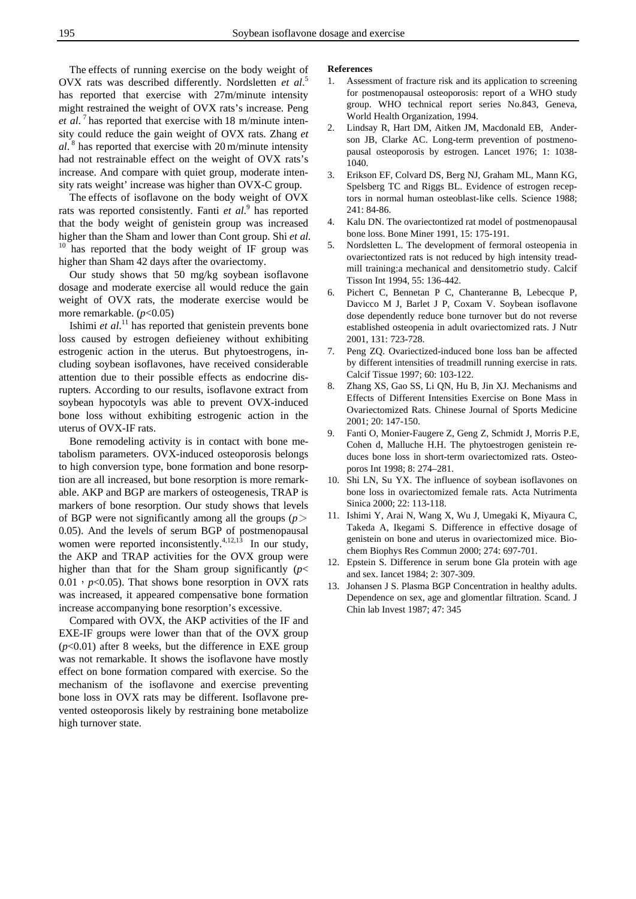The effects of running exercise on the body weight of OVX rats was described differently. Nordsletten *et al*.[5] has reported that exercise with 27m/minute intensity might restrained the weight of OVX rats's increase. Peng *et al.*[7] has reported that exercise with 18 m/minute intensity could reduce the gain weight of OVX rats. Zhang *et al*.[8] has reported that exercise with 20 m/minute intensity had not restrainable effect on the weight of OVX rats's increase. And compare with quiet group, moderate intensity rats weight' increase was higher than OVX-C group.

The effects of isoflavone on the body weight of OVX rats was reported consistently. Fanti *et al*.[9] has reported that the body weight of genistein group was increased higher than the Sham and lower than Cont group. Shi *et al.*[10] has reported that the body weight of IF group was higher than Sham 42 days after the ovariectomy.

Our study shows that 50 mg/kg soybean isoflavone dosage and moderate exercise all would reduce the gain weight of OVX rats, the moderate exercise would be more remarkable. ($p$<0.05)

Ishimi *et al*.[11] has reported that genistein prevents bone loss caused by estrogen defieieney without exhibiting estrogenic action in the uterus. But phytoestrogens, including soybean isoflavones, have received considerable attention due to their possible effects as endocrine disrupters. According to our results, isoflavone extract from soybean hypocotyls was able to prevent OVX-induced bone loss without exhibiting estrogenic action in the uterus of OVX-IF rats.

Bone remodeling activity is in contact with bone metabolism parameters. OVX-induced osteoporosis belongs to high conversion type, bone formation and bone resorption are all increased, but bone resorption is more remarkable. AKP and BGP are markers of osteogenesis, TRAP is markers of bone resorption. Our study shows that levels of BGP were not significantly among all the groups ($p$＞0.05). And the levels of serum BGP of postmenopausal women were reported inconsistently.[4,12,13] In our study, the AKP and TRAP activities for the OVX group were higher than that for the Sham group significantly ($p$< 0.01，$p$<0.05). That shows bone resorption in OVX rats was increased, it appeared compensative bone formation increase accompanying bone resorption's excessive.

Compared with OVX, the AKP activities of the IF and EXE-IF groups were lower than that of the OVX group ($p$<0.01) after 8 weeks, but the difference in EXE group was not remarkable. It shows the isoflavone have mostly effect on bone formation compared with exercise. So the mechanism of the isoflavone and exercise preventing bone loss in OVX rats may be different. Isoflavone prevented osteoporosis likely by restraining bone metabolize high turnover state.

**References**

1. Assessment of fracture risk and its application to screening for postmenopausal osteoporosis: report of a WHO study group. WHO technical report series No.843, Geneva, World Health Organization, 1994.
2. Lindsay R, Hart DM, Aitken JM, Macdonald EB, Anderson JB, Clarke AC. Long-term prevention of postmenopausal osteoporosis by estrogen. Lancet 1976; 1: 1038-1040.
3. Erikson EF, Colvard DS, Berg NJ, Graham ML, Mann KG, Spelsberg TC and Riggs BL. Evidence of estrogen receptors in normal human osteoblast-like cells. Science 1988; 241: 84-86.
4. Kalu DN. The ovariectontized rat model of postmenopausal bone loss. Bone Miner 1991, 15: 175-191.
5. Nordsletten L. The development of fermoral osteopenia in ovariectontized rats is not reduced by high intensity treadmill training:a mechanical and densitometrio study. Calcif Tisson Int 1994, 55: 136-442.
6. Pichert C, Bennetan P C, Chanteranne B, Lebecque P, Davicco M J, Barlet J P, Coxam V. Soybean isoflavone dose dependently reduce bone turnover but do not reverse established osteopenia in adult ovariectomized rats. J Nutr 2001, 131: 723-728.
7. Peng ZQ. Ovariectized-induced bone loss ban be affected by different intensities of treadmill running exercise in rats. Calcif Tissue 1997; 60: 103-122.
8. Zhang XS, Gao SS, Li QN, Hu B, Jin XJ. Mechanisms and Effects of Different Intensities Exercise on Bone Mass in Ovariectomized Rats. Chinese Journal of Sports Medicine 2001; 20: 147-150.
9. Fanti O, Monier-Faugere Z, Geng Z, Schmidt J, Morris P.E, Cohen d, Malluche H.H. The phytoestrogen genistein reduces bone loss in short-term ovariectomized rats. Osteoporos Int 1998; 8: 274–281.
10. Shi LN, Su YX. The influence of soybean isoflavones on bone loss in ovariectomized female rats. Acta Nutrimenta Sinica 2000; 22: 113-118.
11. Ishimi Y, Arai N, Wang X, Wu J, Umegaki K, Miyaura C, Takeda A, Ikegami S. Difference in effective dosage of genistein on bone and uterus in ovariectomized mice. Biochem Biophys Res Commun 2000; 274: 697-701.
12. Epstein S. Difference in serum bone Gla protein with age and sex. Iancet 1984; 2: 307-309.
13. Johansen J S. Plasma BGP Concentration in healthy adults. Dependence on sex, age and glomentlar filtration. Scand. J Chin lab Invest 1987; 47: 345